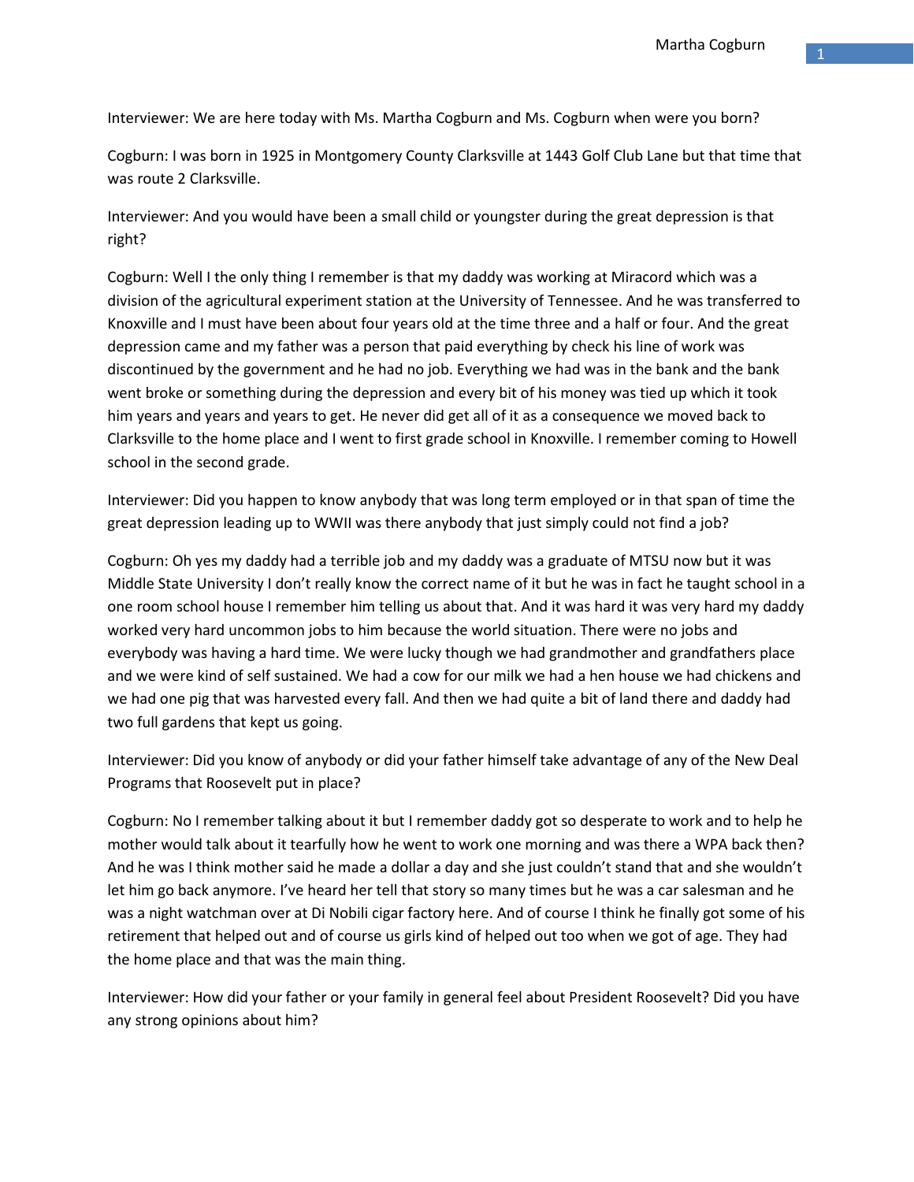Interviewer: We are here today with Ms. Martha Cogburn and Ms. Cogburn when were you born?

Cogburn: I was born in 1925 in Montgomery County Clarksville at 1443 Golf Club Lane but that time that was route 2 Clarksville.

Interviewer: And you would have been a small child or youngster during the great depression is that right?

Cogburn: Well I the only thing I remember is that my daddy was working at Miracord which was a division of the agricultural experiment station at the University of Tennessee. And he was transferred to Knoxville and I must have been about four years old at the time three and a half or four. And the great depression came and my father was a person that paid everything by check his line of work was discontinued by the government and he had no job. Everything we had was in the bank and the bank went broke or something during the depression and every bit of his money was tied up which it took him years and years and years to get. He never did get all of it as a consequence we moved back to Clarksville to the home place and I went to first grade school in Knoxville. I remember coming to Howell school in the second grade.

Interviewer: Did you happen to know anybody that was long term employed or in that span of time the great depression leading up to WWII was there anybody that just simply could not find a job?

Cogburn: Oh yes my daddy had a terrible job and my daddy was a graduate of MTSU now but it was Middle State University I don't really know the correct name of it but he was in fact he taught school in a one room school house I remember him telling us about that. And it was hard it was very hard my daddy worked very hard uncommon jobs to him because the world situation. There were no jobs and everybody was having a hard time. We were lucky though we had grandmother and grandfathers place and we were kind of self sustained. We had a cow for our milk we had a hen house we had chickens and we had one pig that was harvested every fall. And then we had quite a bit of land there and daddy had two full gardens that kept us going.

Interviewer: Did you know of anybody or did your father himself take advantage of any of the New Deal Programs that Roosevelt put in place?

Cogburn: No I remember talking about it but I remember daddy got so desperate to work and to help he mother would talk about it tearfully how he went to work one morning and was there a WPA back then? And he was I think mother said he made a dollar a day and she just couldn't stand that and she wouldn't let him go back anymore. I've heard her tell that story so many times but he was a car salesman and he was a night watchman over at Di Nobili cigar factory here. And of course I think he finally got some of his retirement that helped out and of course us girls kind of helped out too when we got of age. They had the home place and that was the main thing.

Interviewer: How did your father or your family in general feel about President Roosevelt? Did you have any strong opinions about him?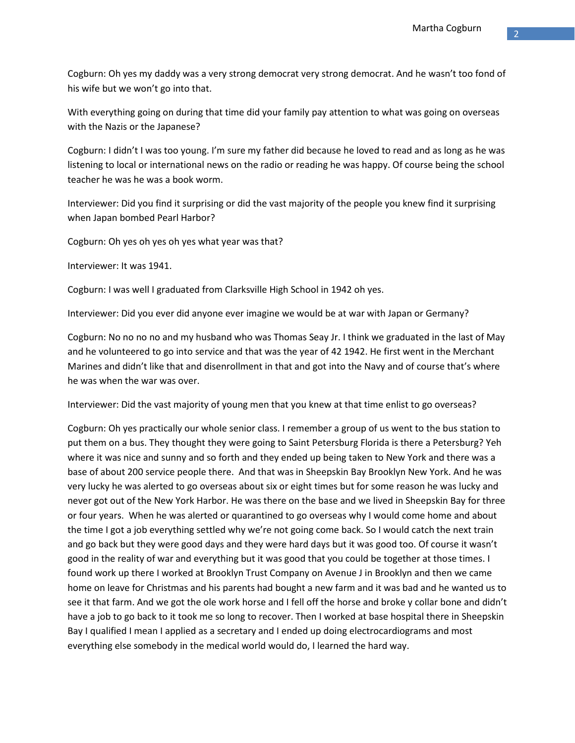Cogburn: Oh yes my daddy was a very strong democrat very strong democrat. And he wasn't too fond of his wife but we won't go into that.

With everything going on during that time did your family pay attention to what was going on overseas with the Nazis or the Japanese?

Cogburn: I didn't I was too young. I'm sure my father did because he loved to read and as long as he was listening to local or international news on the radio or reading he was happy. Of course being the school teacher he was he was a book worm.

Interviewer: Did you find it surprising or did the vast majority of the people you knew find it surprising when Japan bombed Pearl Harbor?

Cogburn: Oh yes oh yes oh yes what year was that?

Interviewer: It was 1941.

Cogburn: I was well I graduated from Clarksville High School in 1942 oh yes.

Interviewer: Did you ever did anyone ever imagine we would be at war with Japan or Germany?

Cogburn: No no no no and my husband who was Thomas Seay Jr. I think we graduated in the last of May and he volunteered to go into service and that was the year of 42 1942. He first went in the Merchant Marines and didn't like that and disenrollment in that and got into the Navy and of course that's where he was when the war was over.

Interviewer: Did the vast majority of young men that you knew at that time enlist to go overseas?

Cogburn: Oh yes practically our whole senior class. I remember a group of us went to the bus station to put them on a bus. They thought they were going to Saint Petersburg Florida is there a Petersburg? Yeh where it was nice and sunny and so forth and they ended up being taken to New York and there was a base of about 200 service people there. And that was in Sheepskin Bay Brooklyn New York. And he was very lucky he was alerted to go overseas about six or eight times but for some reason he was lucky and never got out of the New York Harbor. He was there on the base and we lived in Sheepskin Bay for three or four years. When he was alerted or quarantined to go overseas why I would come home and about the time I got a job everything settled why we're not going come back. So I would catch the next train and go back but they were good days and they were hard days but it was good too. Of course it wasn't good in the reality of war and everything but it was good that you could be together at those times. I found work up there I worked at Brooklyn Trust Company on Avenue J in Brooklyn and then we came home on leave for Christmas and his parents had bought a new farm and it was bad and he wanted us to see it that farm. And we got the ole work horse and I fell off the horse and broke y collar bone and didn't have a job to go back to it took me so long to recover. Then I worked at base hospital there in Sheepskin Bay I qualified I mean I applied as a secretary and I ended up doing electrocardiograms and most everything else somebody in the medical world would do, I learned the hard way.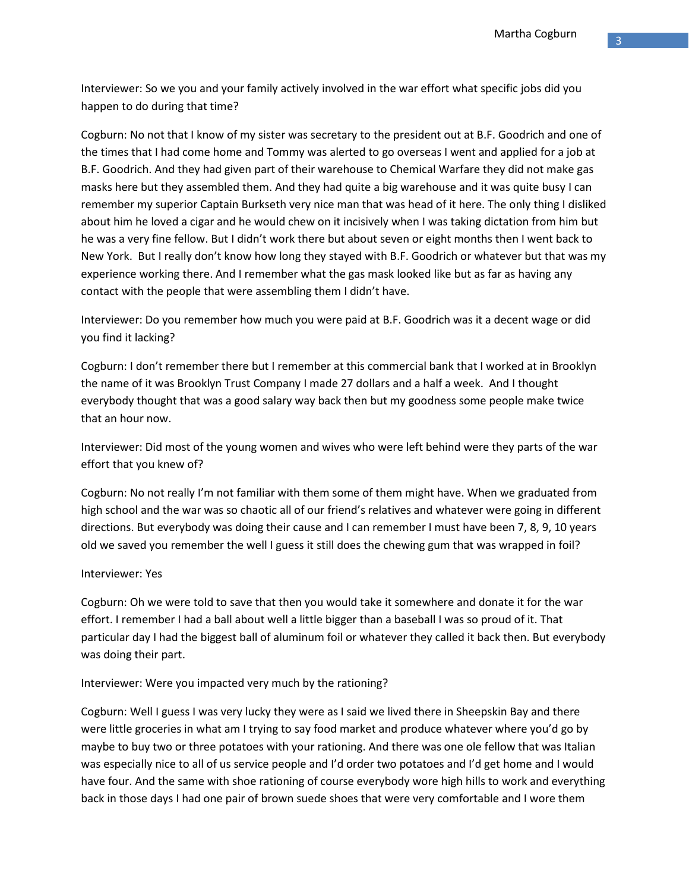Interviewer: So we you and your family actively involved in the war effort what specific jobs did you happen to do during that time?

Cogburn: No not that I know of my sister was secretary to the president out at B.F. Goodrich and one of the times that I had come home and Tommy was alerted to go overseas I went and applied for a job at B.F. Goodrich. And they had given part of their warehouse to Chemical Warfare they did not make gas masks here but they assembled them. And they had quite a big warehouse and it was quite busy I can remember my superior Captain Burkseth very nice man that was head of it here. The only thing I disliked about him he loved a cigar and he would chew on it incisively when I was taking dictation from him but he was a very fine fellow. But I didn't work there but about seven or eight months then I went back to New York. But I really don't know how long they stayed with B.F. Goodrich or whatever but that was my experience working there. And I remember what the gas mask looked like but as far as having any contact with the people that were assembling them I didn't have.

Interviewer: Do you remember how much you were paid at B.F. Goodrich was it a decent wage or did you find it lacking?

Cogburn: I don't remember there but I remember at this commercial bank that I worked at in Brooklyn the name of it was Brooklyn Trust Company I made 27 dollars and a half a week. And I thought everybody thought that was a good salary way back then but my goodness some people make twice that an hour now.

Interviewer: Did most of the young women and wives who were left behind were they parts of the war effort that you knew of?

Cogburn: No not really I'm not familiar with them some of them might have. When we graduated from high school and the war was so chaotic all of our friend's relatives and whatever were going in different directions. But everybody was doing their cause and I can remember I must have been 7, 8, 9, 10 years old we saved you remember the well I guess it still does the chewing gum that was wrapped in foil?

Interviewer: Yes

Cogburn: Oh we were told to save that then you would take it somewhere and donate it for the war effort. I remember I had a ball about well a little bigger than a baseball I was so proud of it. That particular day I had the biggest ball of aluminum foil or whatever they called it back then. But everybody was doing their part.

Interviewer: Were you impacted very much by the rationing?

Cogburn: Well I guess I was very lucky they were as I said we lived there in Sheepskin Bay and there were little groceries in what am I trying to say food market and produce whatever where you'd go by maybe to buy two or three potatoes with your rationing. And there was one ole fellow that was Italian was especially nice to all of us service people and I'd order two potatoes and I'd get home and I would have four. And the same with shoe rationing of course everybody wore high hills to work and everything back in those days I had one pair of brown suede shoes that were very comfortable and I wore them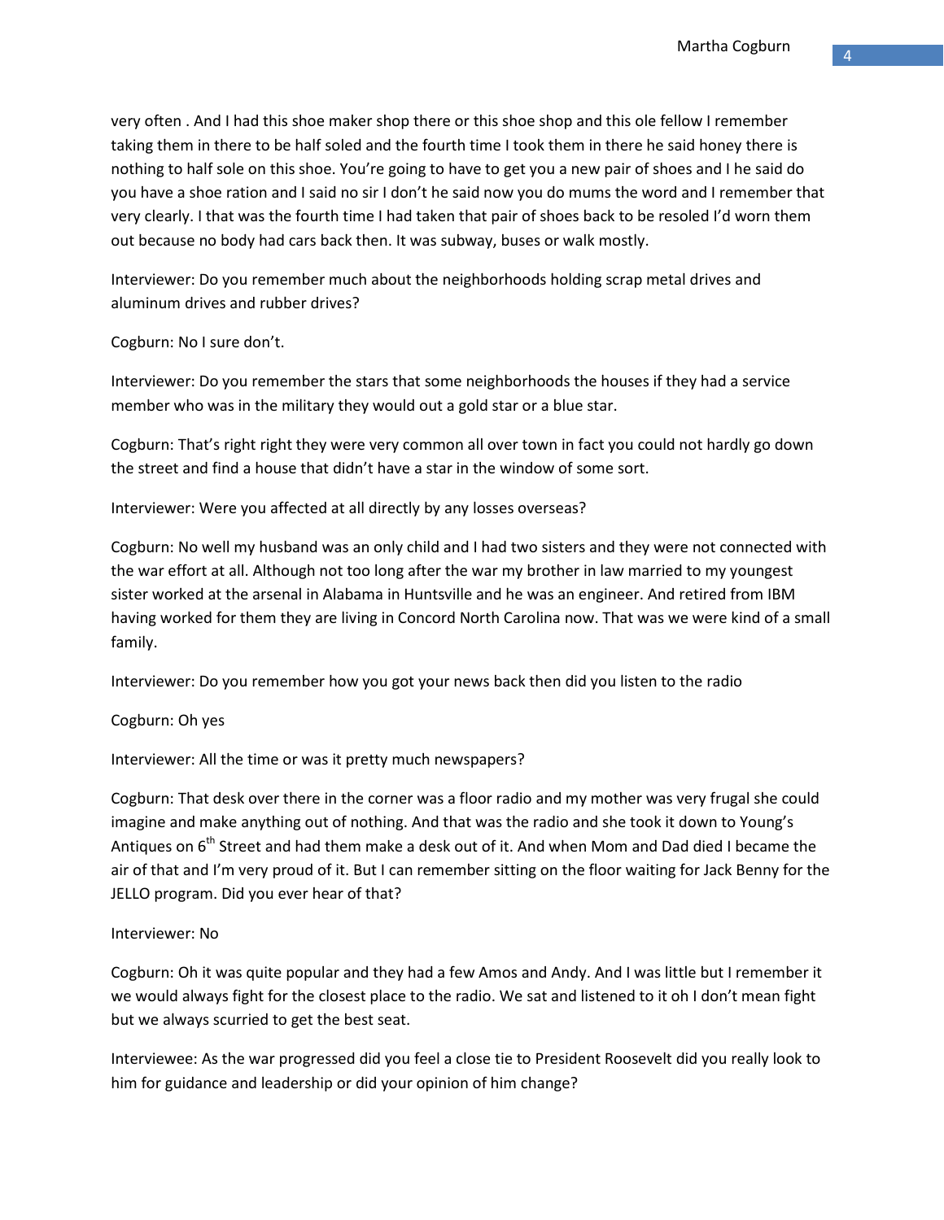very often . And I had this shoe maker shop there or this shoe shop and this ole fellow I remember taking them in there to be half soled and the fourth time I took them in there he said honey there is nothing to half sole on this shoe. You're going to have to get you a new pair of shoes and I he said do you have a shoe ration and I said no sir I don't he said now you do mums the word and I remember that very clearly. I that was the fourth time I had taken that pair of shoes back to be resoled I'd worn them out because no body had cars back then. It was subway, buses or walk mostly.

Interviewer: Do you remember much about the neighborhoods holding scrap metal drives and aluminum drives and rubber drives?

Cogburn: No I sure don't.

Interviewer: Do you remember the stars that some neighborhoods the houses if they had a service member who was in the military they would out a gold star or a blue star.

Cogburn: That's right right they were very common all over town in fact you could not hardly go down the street and find a house that didn't have a star in the window of some sort.

Interviewer: Were you affected at all directly by any losses overseas?

Cogburn: No well my husband was an only child and I had two sisters and they were not connected with the war effort at all. Although not too long after the war my brother in law married to my youngest sister worked at the arsenal in Alabama in Huntsville and he was an engineer. And retired from IBM having worked for them they are living in Concord North Carolina now. That was we were kind of a small family.

Interviewer: Do you remember how you got your news back then did you listen to the radio

Cogburn: Oh yes

Interviewer: All the time or was it pretty much newspapers?

Cogburn: That desk over there in the corner was a floor radio and my mother was very frugal she could imagine and make anything out of nothing. And that was the radio and she took it down to Young's Antiques on 6th Street and had them make a desk out of it. And when Mom and Dad died I became the air of that and I'm very proud of it. But I can remember sitting on the floor waiting for Jack Benny for the JELLO program. Did you ever hear of that?

Interviewer: No

Cogburn: Oh it was quite popular and they had a few Amos and Andy. And I was little but I remember it we would always fight for the closest place to the radio. We sat and listened to it oh I don't mean fight but we always scurried to get the best seat.

Interviewee: As the war progressed did you feel a close tie to President Roosevelt did you really look to him for guidance and leadership or did your opinion of him change?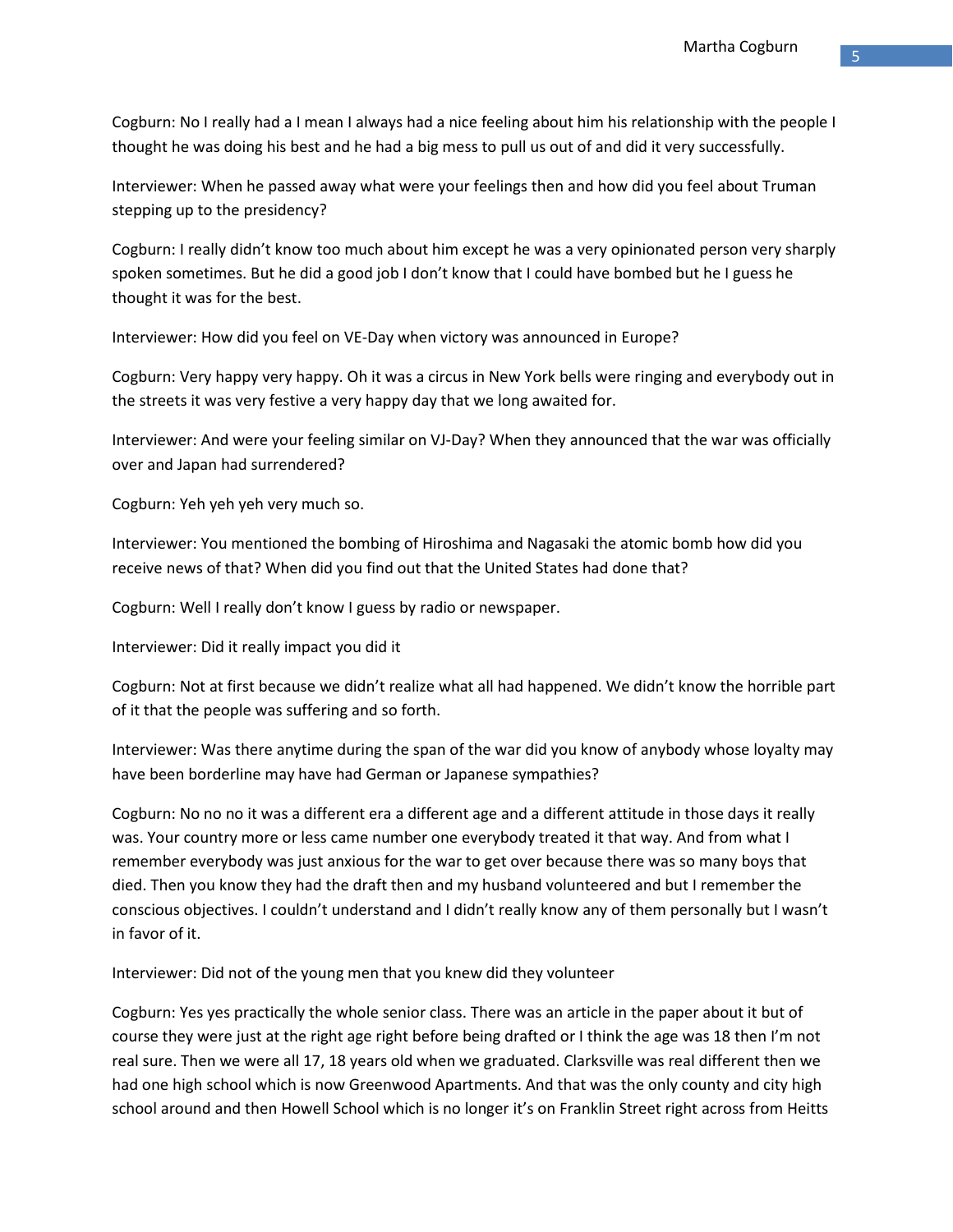Cogburn: No I really had a I mean I always had a nice feeling about him his relationship with the people I thought he was doing his best and he had a big mess to pull us out of and did it very successfully.

Interviewer: When he passed away what were your feelings then and how did you feel about Truman stepping up to the presidency?

Cogburn: I really didn't know too much about him except he was a very opinionated person very sharply spoken sometimes. But he did a good job I don't know that I could have bombed but he I guess he thought it was for the best.

Interviewer: How did you feel on VE-Day when victory was announced in Europe?

Cogburn: Very happy very happy. Oh it was a circus in New York bells were ringing and everybody out in the streets it was very festive a very happy day that we long awaited for.

Interviewer: And were your feeling similar on VJ-Day? When they announced that the war was officially over and Japan had surrendered?

Cogburn: Yeh yeh yeh very much so.

Interviewer: You mentioned the bombing of Hiroshima and Nagasaki the atomic bomb how did you receive news of that? When did you find out that the United States had done that?

Cogburn: Well I really don't know I guess by radio or newspaper.

Interviewer: Did it really impact you did it

Cogburn: Not at first because we didn't realize what all had happened. We didn't know the horrible part of it that the people was suffering and so forth.

Interviewer: Was there anytime during the span of the war did you know of anybody whose loyalty may have been borderline may have had German or Japanese sympathies?

Cogburn: No no no it was a different era a different age and a different attitude in those days it really was. Your country more or less came number one everybody treated it that way. And from what I remember everybody was just anxious for the war to get over because there was so many boys that died. Then you know they had the draft then and my husband volunteered and but I remember the conscious objectives. I couldn't understand and I didn't really know any of them personally but I wasn't in favor of it.

Interviewer: Did not of the young men that you knew did they volunteer

Cogburn: Yes yes practically the whole senior class. There was an article in the paper about it but of course they were just at the right age right before being drafted or I think the age was 18 then I'm not real sure. Then we were all 17, 18 years old when we graduated. Clarksville was real different then we had one high school which is now Greenwood Apartments. And that was the only county and city high school around and then Howell School which is no longer it's on Franklin Street right across from Heitts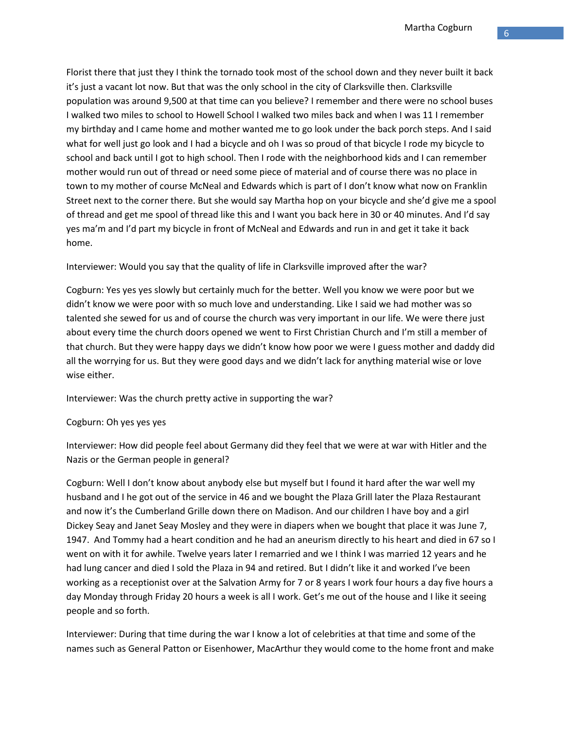Florist there that just they I think the tornado took most of the school down and they never built it back it's just a vacant lot now. But that was the only school in the city of Clarksville then. Clarksville population was around 9,500 at that time can you believe? I remember and there were no school buses I walked two miles to school to Howell School I walked two miles back and when I was 11 I remember my birthday and I came home and mother wanted me to go look under the back porch steps. And I said what for well just go look and I had a bicycle and oh I was so proud of that bicycle I rode my bicycle to school and back until I got to high school. Then I rode with the neighborhood kids and I can remember mother would run out of thread or need some piece of material and of course there was no place in town to my mother of course McNeal and Edwards which is part of I don't know what now on Franklin Street next to the corner there. But she would say Martha hop on your bicycle and she'd give me a spool of thread and get me spool of thread like this and I want you back here in 30 or 40 minutes. And I'd say yes ma'm and I'd part my bicycle in front of McNeal and Edwards and run in and get it take it back home.

Interviewer: Would you say that the quality of life in Clarksville improved after the war?

Cogburn: Yes yes yes slowly but certainly much for the better. Well you know we were poor but we didn't know we were poor with so much love and understanding. Like I said we had mother was so talented she sewed for us and of course the church was very important in our life. We were there just about every time the church doors opened we went to First Christian Church and I'm still a member of that church. But they were happy days we didn't know how poor we were I guess mother and daddy did all the worrying for us. But they were good days and we didn't lack for anything material wise or love wise either.

Interviewer: Was the church pretty active in supporting the war?

Cogburn: Oh yes yes yes

Interviewer: How did people feel about Germany did they feel that we were at war with Hitler and the Nazis or the German people in general?

Cogburn: Well I don't know about anybody else but myself but I found it hard after the war well my husband and I he got out of the service in 46 and we bought the Plaza Grill later the Plaza Restaurant and now it's the Cumberland Grille down there on Madison. And our children I have boy and a girl Dickey Seay and Janet Seay Mosley and they were in diapers when we bought that place it was June 7, 1947. And Tommy had a heart condition and he had an aneurism directly to his heart and died in 67 so I went on with it for awhile. Twelve years later I remarried and we I think I was married 12 years and he had lung cancer and died I sold the Plaza in 94 and retired. But I didn't like it and worked I've been working as a receptionist over at the Salvation Army for 7 or 8 years I work four hours a day five hours a day Monday through Friday 20 hours a week is all I work. Get's me out of the house and I like it seeing people and so forth.

Interviewer: During that time during the war I know a lot of celebrities at that time and some of the names such as General Patton or Eisenhower, MacArthur they would come to the home front and make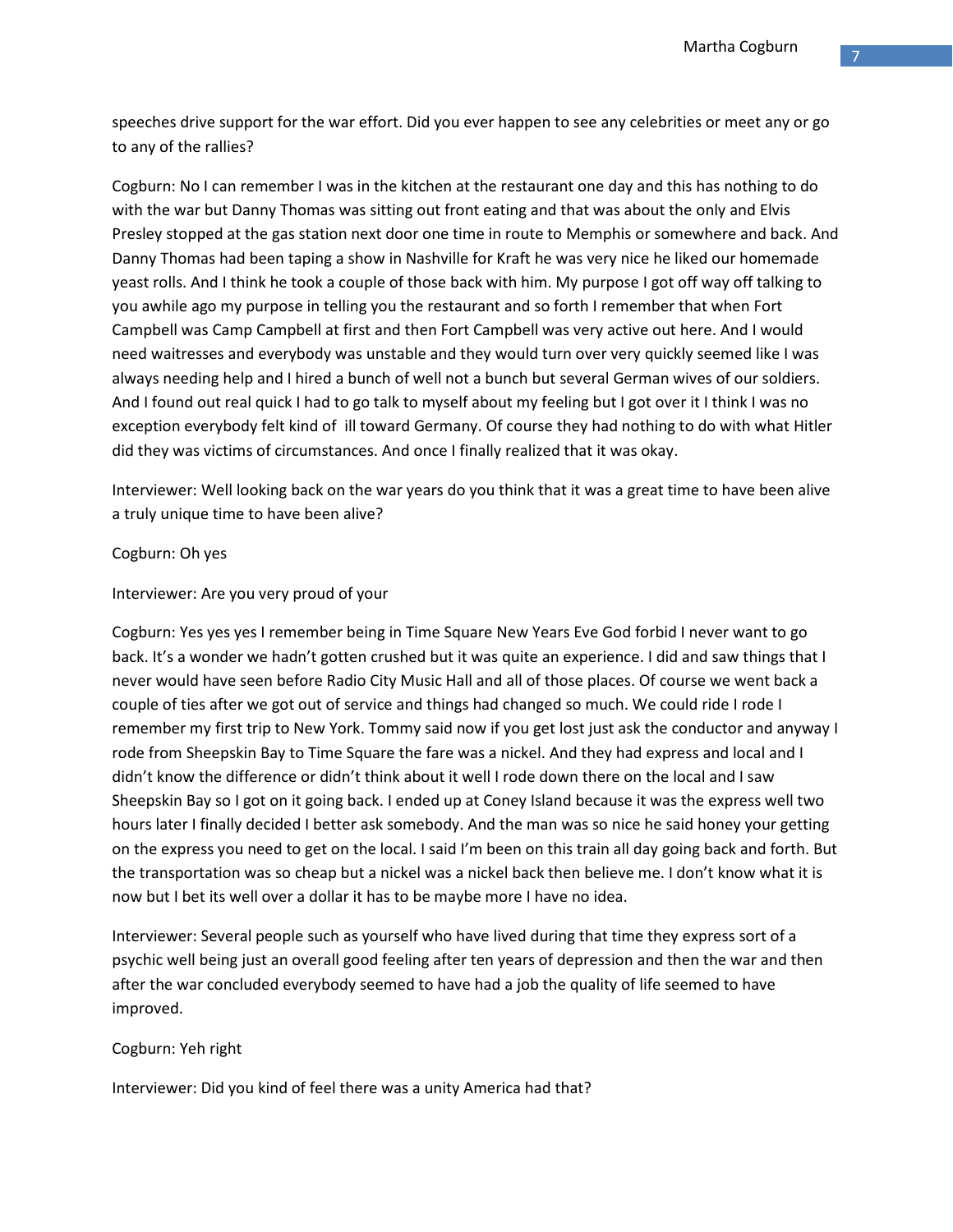speeches drive support for the war effort. Did you ever happen to see any celebrities or meet any or go to any of the rallies?

Cogburn: No I can remember I was in the kitchen at the restaurant one day and this has nothing to do with the war but Danny Thomas was sitting out front eating and that was about the only and Elvis Presley stopped at the gas station next door one time in route to Memphis or somewhere and back. And Danny Thomas had been taping a show in Nashville for Kraft he was very nice he liked our homemade yeast rolls. And I think he took a couple of those back with him. My purpose I got off way off talking to you awhile ago my purpose in telling you the restaurant and so forth I remember that when Fort Campbell was Camp Campbell at first and then Fort Campbell was very active out here. And I would need waitresses and everybody was unstable and they would turn over very quickly seemed like I was always needing help and I hired a bunch of well not a bunch but several German wives of our soldiers. And I found out real quick I had to go talk to myself about my feeling but I got over it I think I was no exception everybody felt kind of  ill toward Germany. Of course they had nothing to do with what Hitler did they was victims of circumstances. And once I finally realized that it was okay.

Interviewer: Well looking back on the war years do you think that it was a great time to have been alive a truly unique time to have been alive?

Cogburn: Oh yes

Interviewer: Are you very proud of your

Cogburn: Yes yes yes I remember being in Time Square New Years Eve God forbid I never want to go back. It's a wonder we hadn't gotten crushed but it was quite an experience. I did and saw things that I never would have seen before Radio City Music Hall and all of those places. Of course we went back a couple of ties after we got out of service and things had changed so much. We could ride I rode I remember my first trip to New York. Tommy said now if you get lost just ask the conductor and anyway I rode from Sheepskin Bay to Time Square the fare was a nickel. And they had express and local and I didn't know the difference or didn't think about it well I rode down there on the local and I saw Sheepskin Bay so I got on it going back. I ended up at Coney Island because it was the express well two hours later I finally decided I better ask somebody. And the man was so nice he said honey your getting on the express you need to get on the local. I said I'm been on this train all day going back and forth. But the transportation was so cheap but a nickel was a nickel back then believe me. I don't know what it is now but I bet its well over a dollar it has to be maybe more I have no idea.

Interviewer: Several people such as yourself who have lived during that time they express sort of a psychic well being just an overall good feeling after ten years of depression and then the war and then after the war concluded everybody seemed to have had a job the quality of life seemed to have improved.

Cogburn: Yeh right

Interviewer: Did you kind of feel there was a unity America had that?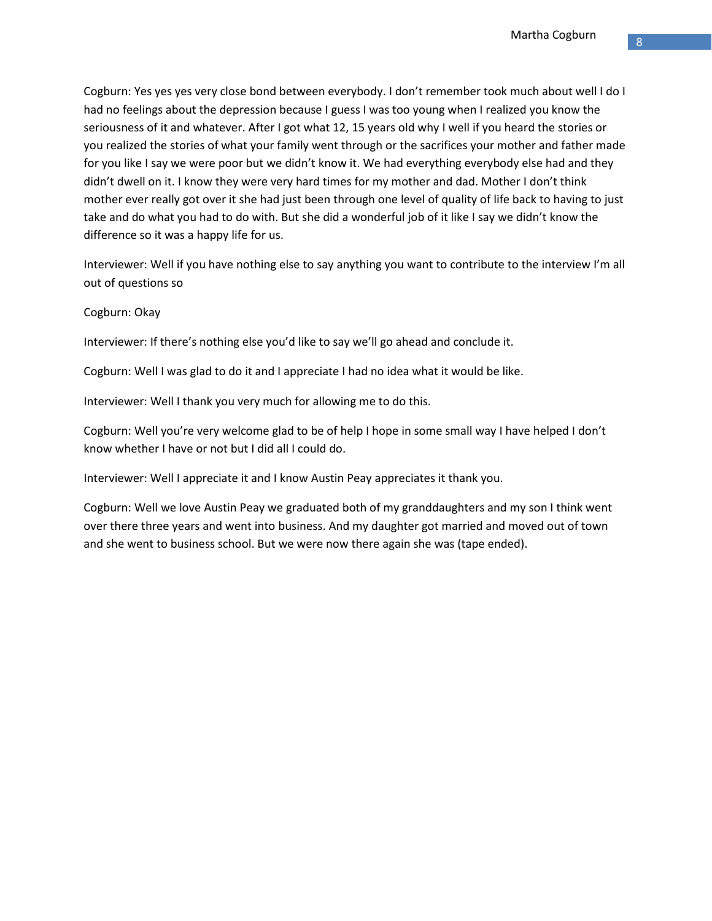Cogburn: Yes yes yes very close bond between everybody. I don't remember took much about well I do I had no feelings about the depression because I guess I was too young when I realized you know the seriousness of it and whatever. After I got what 12, 15 years old why I well if you heard the stories or you realized the stories of what your family went through or the sacrifices your mother and father made for you like I say we were poor but we didn't know it. We had everything everybody else had and they didn't dwell on it. I know they were very hard times for my mother and dad. Mother I don't think mother ever really got over it she had just been through one level of quality of life back to having to just take and do what you had to do with. But she did a wonderful job of it like I say we didn't know the difference so it was a happy life for us.

Interviewer: Well if you have nothing else to say anything you want to contribute to the interview I'm all out of questions so

Cogburn: Okay

Interviewer: If there's nothing else you'd like to say we'll go ahead and conclude it.

Cogburn: Well I was glad to do it and I appreciate I had no idea what it would be like.

Interviewer: Well I thank you very much for allowing me to do this.

Cogburn: Well you're very welcome glad to be of help I hope in some small way I have helped I don't know whether I have or not but I did all I could do.

Interviewer: Well I appreciate it and I know Austin Peay appreciates it thank you.

Cogburn: Well we love Austin Peay we graduated both of my granddaughters and my son I think went over there three years and went into business. And my daughter got married and moved out of town and she went to business school. But we were now there again she was (tape ended).